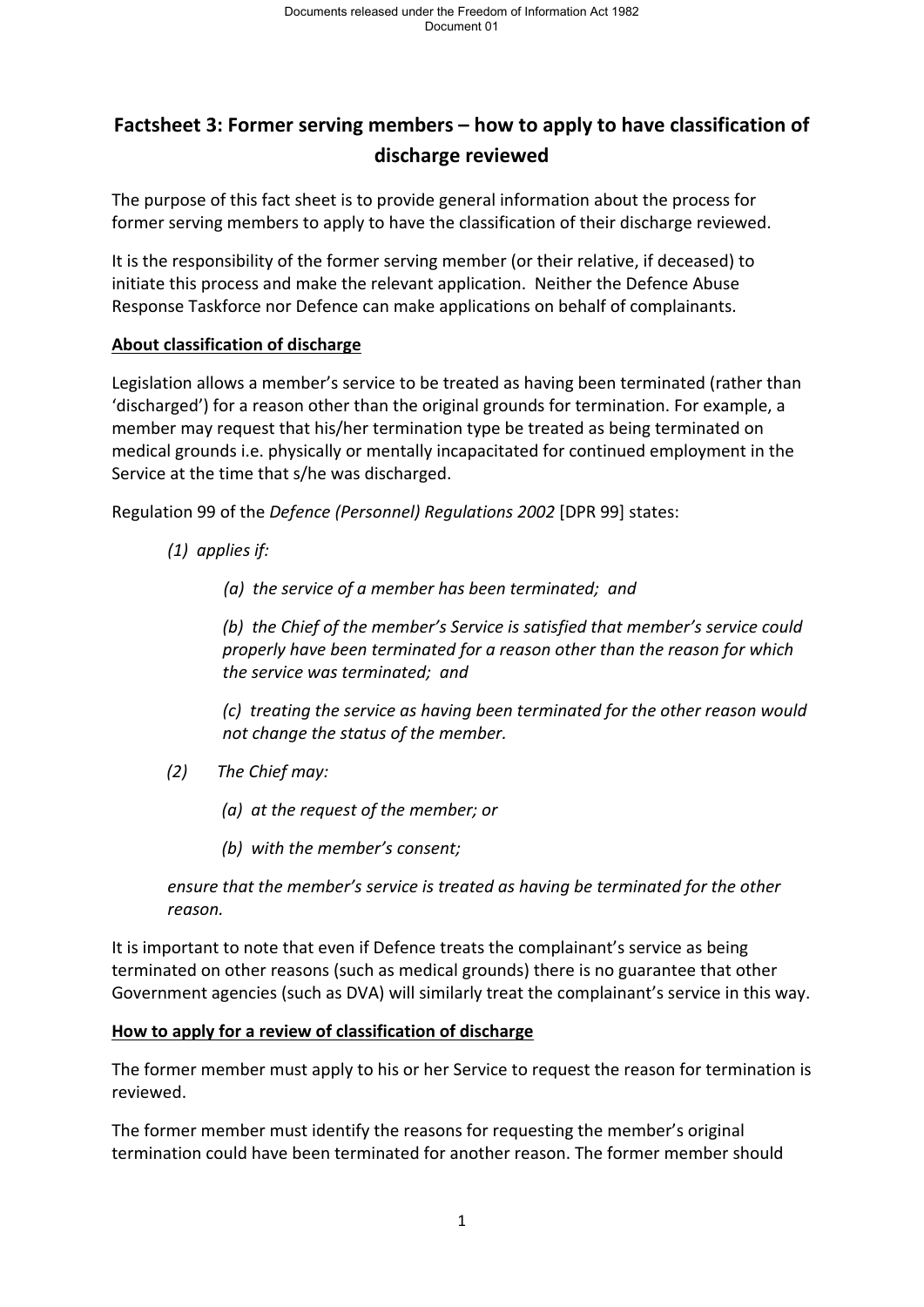# Factsheet 3: Former serving members – how to apply to have classification of discharge reviewed

The purpose of this fact sheet is to provide general information about the process for former serving members to apply to have the classification of their discharge reviewed.

It is the responsibility of the former serving member (or their relative, if deceased) to initiate this process and make the relevant application. Neither the Defence Abuse Response Taskforce nor Defence can make applications on behalf of complainants.

## About classification of discharge

Legislation allows a member's service to be treated as having been terminated (rather than 'discharged') for a reason other than the original grounds for termination. For example, a member may request that his/her termination type be treated as being terminated on medical grounds i.e. physically or mentally incapacitated for continued employment in the Service at the time that s/he was discharged.

Regulation 99 of the *Defence (Personnel) Regulations 2002* [DPR 99] states:

> *(1) applies if:*
>
> > *(a) the service of a member has been terminated; and*
> >
> > *(b) the Chief of the member's Service is satisfied that member's service could properly have been terminated for a reason other than the reason for which the service was terminated; and*
> >
> > *(c) treating the service as having been terminated for the other reason would not change the status of the member.*
>
> *(2) The Chief may:*
>
> > *(a) at the request of the member; or*
> >
> > *(b) with the member's consent;*
>
> *ensure that the member's service is treated as having be terminated for the other reason.*

It is important to note that even if Defence treats the complainant's service as being terminated on other reasons (such as medical grounds) there is no guarantee that other Government agencies (such as DVA) will similarly treat the complainant's service in this way.

## How to apply for a review of classification of discharge

The former member must apply to his or her Service to request the reason for termination is reviewed.

The former member must identify the reasons for requesting the member's original termination could have been terminated for another reason. The former member should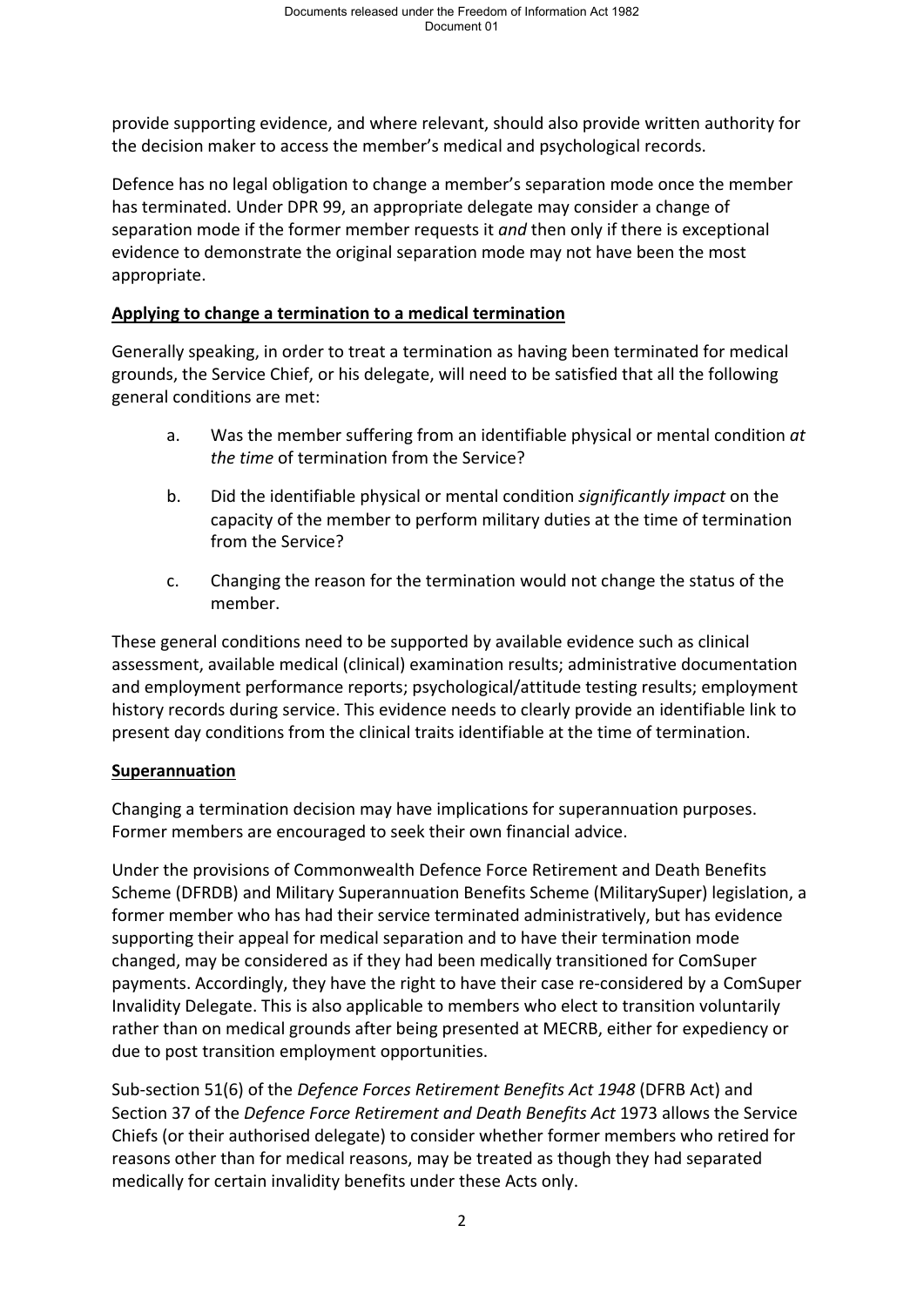provide supporting evidence, and where relevant, should also provide written authority for the decision maker to access the member's medical and psychological records.

Defence has no legal obligation to change a member's separation mode once the member has terminated. Under DPR 99, an appropriate delegate may consider a change of separation mode if the former member requests it *and* then only if there is exceptional evidence to demonstrate the original separation mode may not have been the most appropriate.

**Applying to change a termination to a medical termination**

Generally speaking, in order to treat a termination as having been terminated for medical grounds, the Service Chief, or his delegate, will need to be satisfied that all the following general conditions are met:

a. Was the member suffering from an identifiable physical or mental condition *at the time* of termination from the Service?

b. Did the identifiable physical or mental condition *significantly impact* on the capacity of the member to perform military duties at the time of termination from the Service?

c. Changing the reason for the termination would not change the status of the member.

These general conditions need to be supported by available evidence such as clinical assessment, available medical (clinical) examination results; administrative documentation and employment performance reports; psychological/attitude testing results; employment history records during service. This evidence needs to clearly provide an identifiable link to present day conditions from the clinical traits identifiable at the time of termination.

**Superannuation**

Changing a termination decision may have implications for superannuation purposes. Former members are encouraged to seek their own financial advice.

Under the provisions of Commonwealth Defence Force Retirement and Death Benefits Scheme (DFRDB) and Military Superannuation Benefits Scheme (MilitarySuper) legislation, a former member who has had their service terminated administratively, but has evidence supporting their appeal for medical separation and to have their termination mode changed, may be considered as if they had been medically transitioned for ComSuper payments. Accordingly, they have the right to have their case re-considered by a ComSuper Invalidity Delegate. This is also applicable to members who elect to transition voluntarily rather than on medical grounds after being presented at MECRB, either for expediency or due to post transition employment opportunities.

Sub-section 51(6) of the *Defence Forces Retirement Benefits Act 1948* (DFRB Act) and Section 37 of the *Defence Force Retirement and Death Benefits Act* 1973 allows the Service Chiefs (or their authorised delegate) to consider whether former members who retired for reasons other than for medical reasons, may be treated as though they had separated medically for certain invalidity benefits under these Acts only.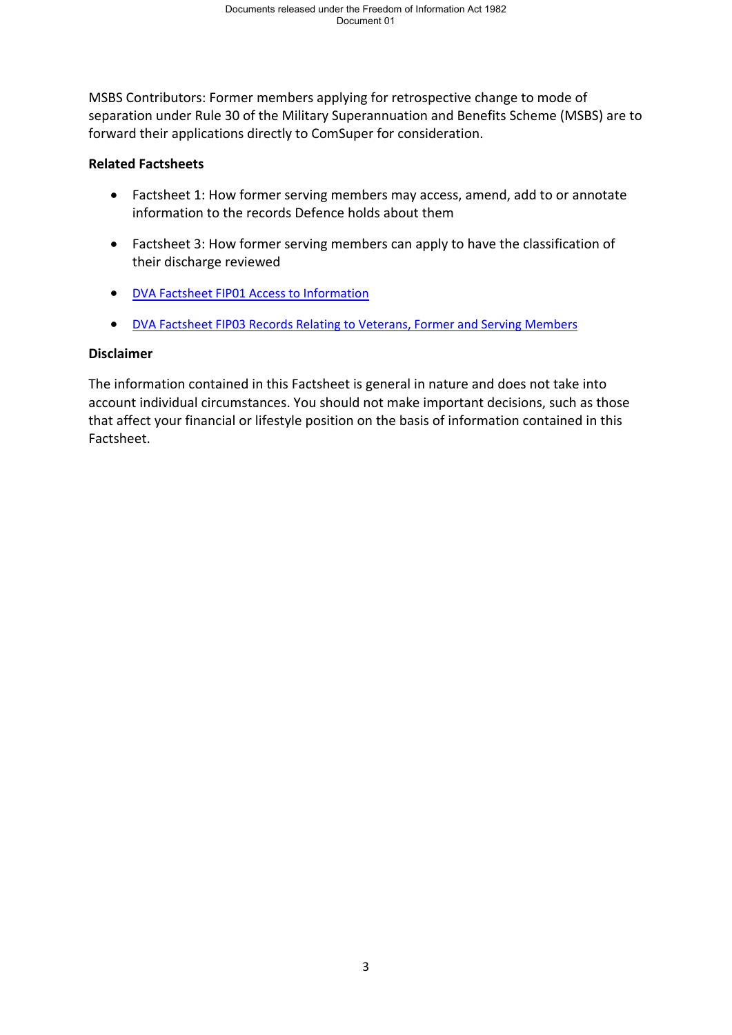MSBS Contributors: Former members applying for retrospective change to mode of separation under Rule 30 of the Military Superannuation and Benefits Scheme (MSBS) are to forward their applications directly to ComSuper for consideration.

**Related Factsheets**

- Factsheet 1: How former serving members may access, amend, add to or annotate information to the records Defence holds about them
- Factsheet 3: How former serving members can apply to have the classification of their discharge reviewed
- DVA Factsheet FIP01 Access to Information
- DVA Factsheet FIP03 Records Relating to Veterans, Former and Serving Members

**Disclaimer**

The information contained in this Factsheet is general in nature and does not take into account individual circumstances. You should not make important decisions, such as those that affect your financial or lifestyle position on the basis of information contained in this Factsheet.